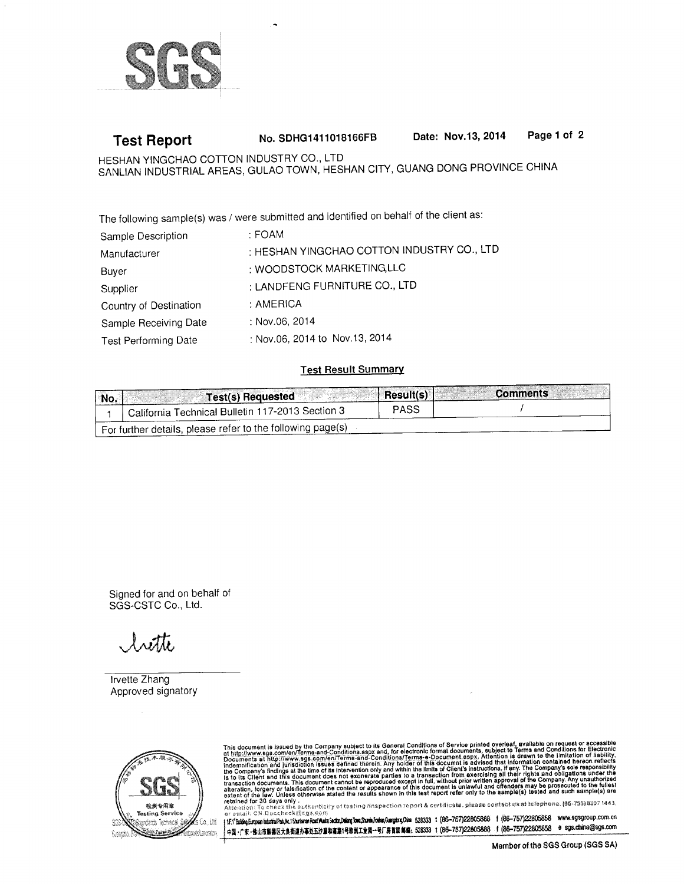SGS

# Test Report

No. SDHG1411018166FB    Date: Nov.13, 2014

HESHAN YINGCHAO COTTON INDUSTRY CO., LTD
SANLIAN INDUSTRIAL AREAS, GULAO TOWN, HESHAN CITY, GUANG DONG PROVINCE CHINA

The following sample(s) was / were submitted and identified on behalf of the client as:

| | |
|---|---|
| Sample Description | : FOAM |
| Manufacturer | : HESHAN YINGCHAO COTTON INDUSTRY CO., LTD |
| Buyer | : WOODSTOCK MARKETING,LLC |
| Supplier | : LANDFENG FURNITURE CO., LTD |
| Country of Destination | : AMERICA |
| Sample Receiving Date | : Nov.06, 2014 |
| Test Performing Date | : Nov.06, 2014 to Nov.13, 2014 |

## Test Result Summary

| No. | Test(s) Requested | Result(s) | Comments |
|---|---|---|---|
| 1 | California Technical Bulletin 117-2013 Section 3 | PASS | / |
| For further details, please refer to the following page(s) | | | |

Signed for and on behalf of
SGS-CSTC Co., Ltd.

Irvette Zhang
Approved signatory

This document is issued by the Company subject to its General Conditions of Service printed overleaf, available on request or accessible at http://www.sgs.com/en/Terms-and-Conditions.aspx and, for electronic format documents, subject to Terms and Conditions for Electronic Documents at http://www.sgs.com/en/Terms-and-Conditions/Terms-e-Document.aspx. Attention is drawn to the limitation of liability, indemnification and jurisdiction issues defined therein. Any holder of this document is advised that information contained hereon reflects the Company's findings at the time of its intervention only and within the limits of Client's instructions, if any. The Company's sole responsibility is to its Client and this document does not exonerate parties to a transaction from exercising all their rights and obligations under the transaction documents. This document cannot be reproduced except in full, without prior written approval of the Company. Any unauthorized alteration, forgery or falsification of the content or appearance of this document is unlawful and offenders may be prosecuted to the fullest extent of the law. Unless otherwise stated the results shown in this test report refer only to the sample(s) tested and such sample(s) are retained for 30 days only.
Attention: To check the authenticity of testing /inspection report & certificate, please contact us at telephone: (86-755) 8307 1443, or email: CN.Doccheck@sgs.com

Member of the SGS Group (SGS SA)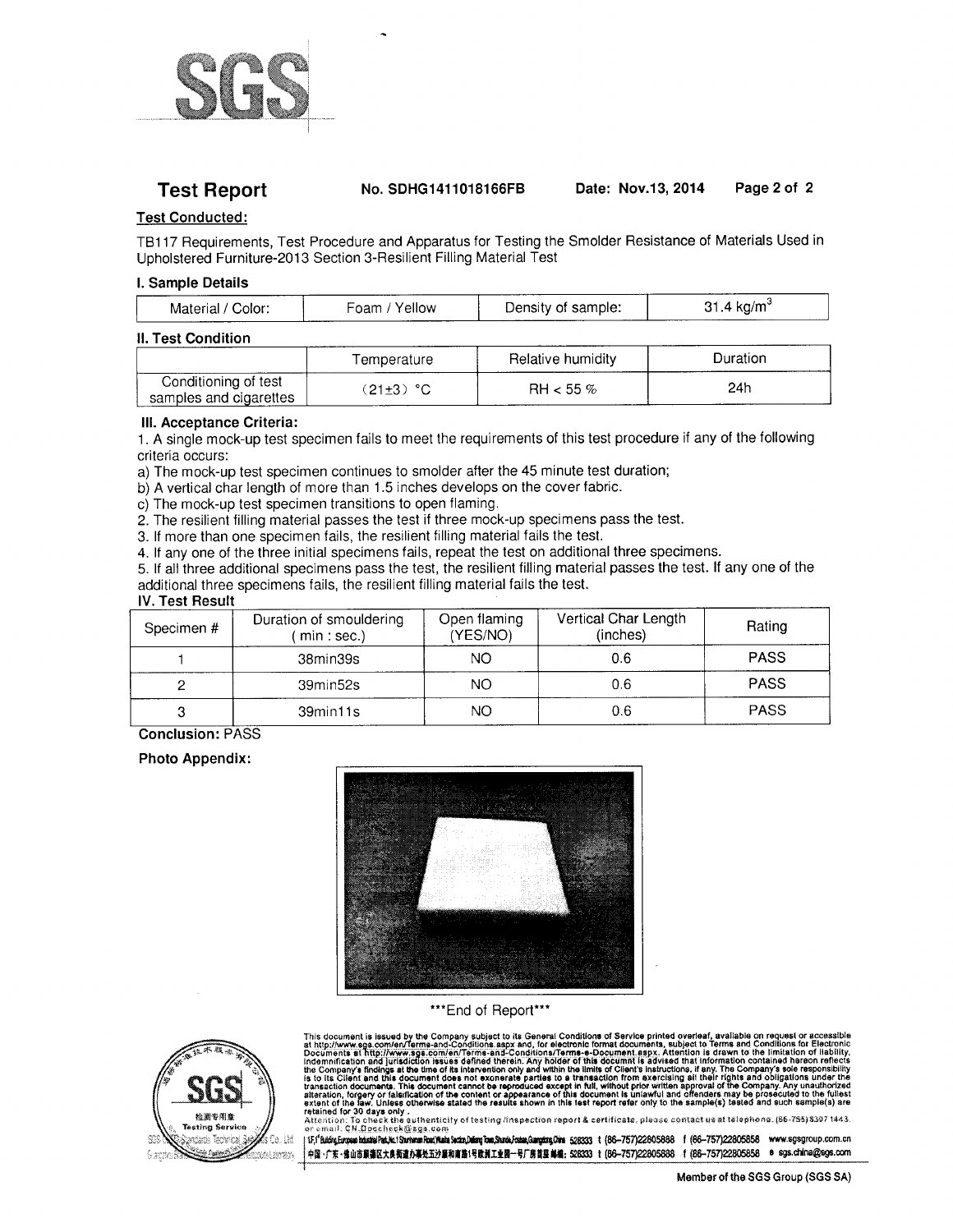# SGS

## Test Report

**No. SDHG1411018166FB** **Date: Nov.13, 2014**

**Test Conducted:**

TB117 Requirements, Test Procedure and Apparatus for Testing the Smolder Resistance of Materials Used in Upholstered Furniture-2013 Section 3-Resilient Filling Material Test

**I. Sample Details**

| | | | |
|---|---|---|---|
| Material / Color: | Foam / Yellow | Density of sample: | 31.4 $kg/m^3$ |

**II. Test Condition**

| | Temperature | Relative humidity | Duration |
|---|---|---|---|
| Conditioning of test samples and cigarettes | (21±3) °C | RH < 55 % | 24h |

**III. Acceptance Criteria:**

1. A single mock-up test specimen fails to meet the requirements of this test procedure if any of the following criteria occurs:

a) The mock-up test specimen continues to smolder after the 45 minute test duration;

b) A vertical char length of more than 1.5 inches develops on the cover fabric.

c) The mock-up test specimen transitions to open flaming.

2. The resilient filling material passes the test if three mock-up specimens pass the test.
3. If more than one specimen fails, the resilient filling material fails the test.
4. If any one of the three initial specimens fails, repeat the test on additional three specimens.
5. If all three additional specimens pass the test, the resilient filling material passes the test. If any one of the additional three specimens fails, the resilient filling material fails the test.

**IV. Test Result**

| Specimen # | Duration of smouldering ( min : sec.) | Open flaming (YES/NO) | Vertical Char Length (inches) | Rating |
|---|---|---|---|---|
| 1 | 38min39s | NO | 0.6 | PASS |
| 2 | 39min52s | NO | 0.6 | PASS |
| 3 | 39min11s | NO | 0.6 | PASS |

**Conclusion:** PASS

**Photo Appendix:**

\*\*\*End of Report\*\*\*

This document is issued by the Company subject to its General Conditions of Service printed overleaf, available on request or accessible at http://www.sgs.com/en/Terms-and-Conditions.aspx and, for electronic format documents, subject to Terms and Conditions for Electronic Documents at http://www.sgs.com/en/Terms-and-Conditions/Terms-e-Document.aspx. Attention is drawn to the limitation of liability, indemnification and jurisdiction issues defined therein. Any holder of this document is advised that information contained hereon reflects the Company's findings at the time of its intervention only and within the limits of Client's instructions, if any. The Company's sole responsibility is to its Client and this document does not exonerate parties to a transaction from exercising all their rights and obligations under the transaction documents. This document cannot be reproduced except in full, without prior written approval of the Company. Any unauthorized alteration, forgery or falsification of the content or appearance of this document is unlawful and offenders may be prosecuted to the fullest extent of the law. Unless otherwise stated the results shown in this test report refer only to the sample(s) tested and such sample(s) are retained for 30 days only.

Attention: To check the authenticity of testing /inspection report & certificate, please contact us at telephone: (86-755) 8307 1443, or email: CN.Doccheck@sgs.com

t (86-757)22805888 f (86-757)22805858 www.sgsgroup.com.cn

528333 t (86-757)22805888 f (86-757)22805858 e sgs.china@sgs.com

Member of the SGS Group (SGS SA)